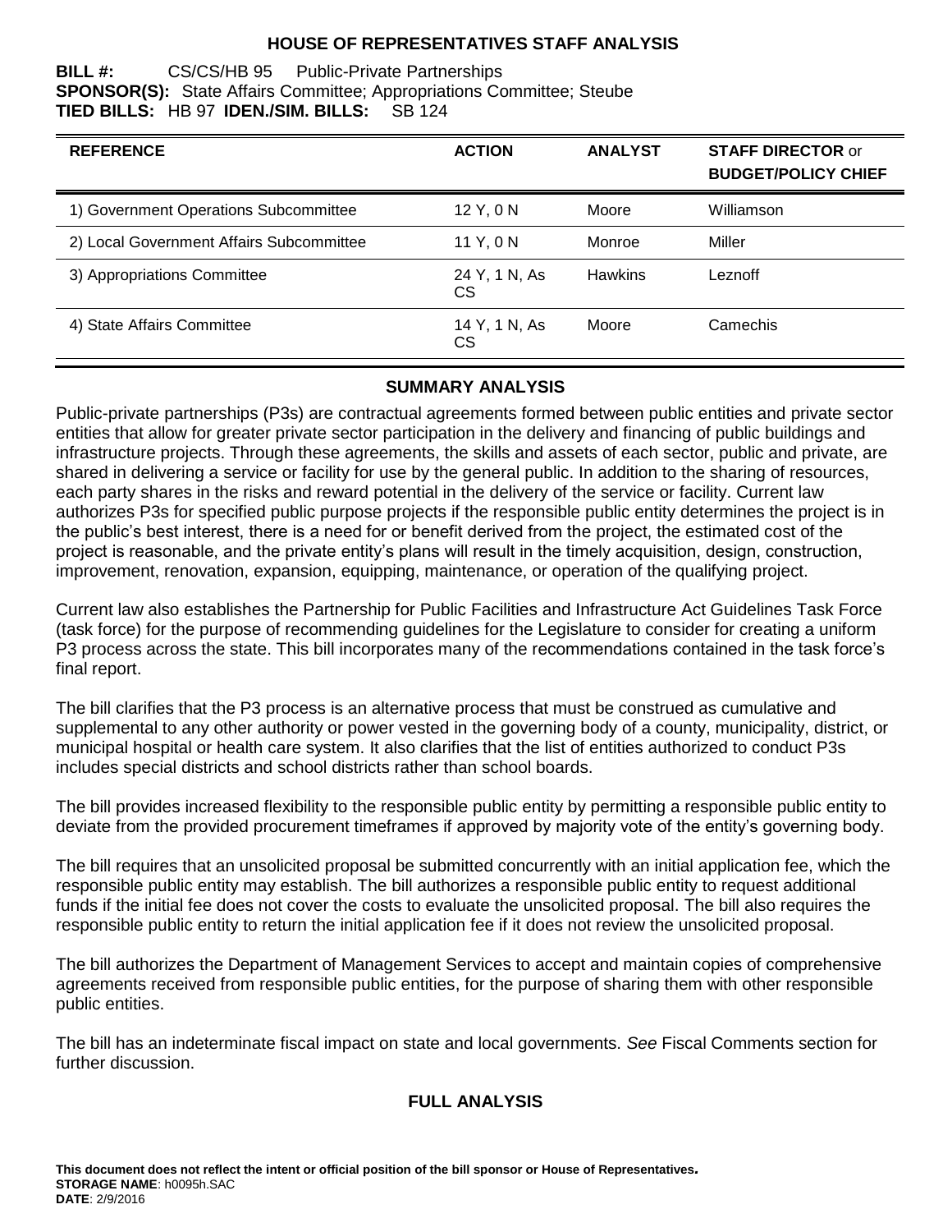# HOUSE OF REPRESENTATIVES STAFF ANALYSIS

**BILL #:** CS/CS/HB 95 Public-Private Partnerships
**SPONSOR(S):** State Affairs Committee; Appropriations Committee; Steube
**TIED BILLS:** HB 97 **IDEN./SIM. BILLS:** SB 124

| REFERENCE | ACTION | ANALYST | STAFF DIRECTOR or BUDGET/POLICY CHIEF |
|---|---|---|---|
| 1) Government Operations Subcommittee | 12 Y, 0 N | Moore | Williamson |
| 2) Local Government Affairs Subcommittee | 11 Y, 0 N | Monroe | Miller |
| 3) Appropriations Committee | 24 Y, 1 N, As CS | Hawkins | Leznoff |
| 4) State Affairs Committee | 14 Y, 1 N, As CS | Moore | Camechis |

## SUMMARY ANALYSIS

Public-private partnerships (P3s) are contractual agreements formed between public entities and private sector entities that allow for greater private sector participation in the delivery and financing of public buildings and infrastructure projects. Through these agreements, the skills and assets of each sector, public and private, are shared in delivering a service or facility for use by the general public. In addition to the sharing of resources, each party shares in the risks and reward potential in the delivery of the service or facility. Current law authorizes P3s for specified public purpose projects if the responsible public entity determines the project is in the public's best interest, there is a need for or benefit derived from the project, the estimated cost of the project is reasonable, and the private entity's plans will result in the timely acquisition, design, construction, improvement, renovation, expansion, equipping, maintenance, or operation of the qualifying project.

Current law also establishes the Partnership for Public Facilities and Infrastructure Act Guidelines Task Force (task force) for the purpose of recommending guidelines for the Legislature to consider for creating a uniform P3 process across the state. This bill incorporates many of the recommendations contained in the task force's final report.

The bill clarifies that the P3 process is an alternative process that must be construed as cumulative and supplemental to any other authority or power vested in the governing body of a county, municipality, district, or municipal hospital or health care system. It also clarifies that the list of entities authorized to conduct P3s includes special districts and school districts rather than school boards.

The bill provides increased flexibility to the responsible public entity by permitting a responsible public entity to deviate from the provided procurement timeframes if approved by majority vote of the entity's governing body.

The bill requires that an unsolicited proposal be submitted concurrently with an initial application fee, which the responsible public entity may establish. The bill authorizes a responsible public entity to request additional funds if the initial fee does not cover the costs to evaluate the unsolicited proposal. The bill also requires the responsible public entity to return the initial application fee if it does not review the unsolicited proposal.

The bill authorizes the Department of Management Services to accept and maintain copies of comprehensive agreements received from responsible public entities, for the purpose of sharing them with other responsible public entities.

The bill has an indeterminate fiscal impact on state and local governments. *See* Fiscal Comments section for further discussion.

## FULL ANALYSIS

**This document does not reflect the intent or official position of the bill sponsor or House of Representatives.**
**STORAGE NAME**: h0095h.SAC
**DATE**: 2/9/2016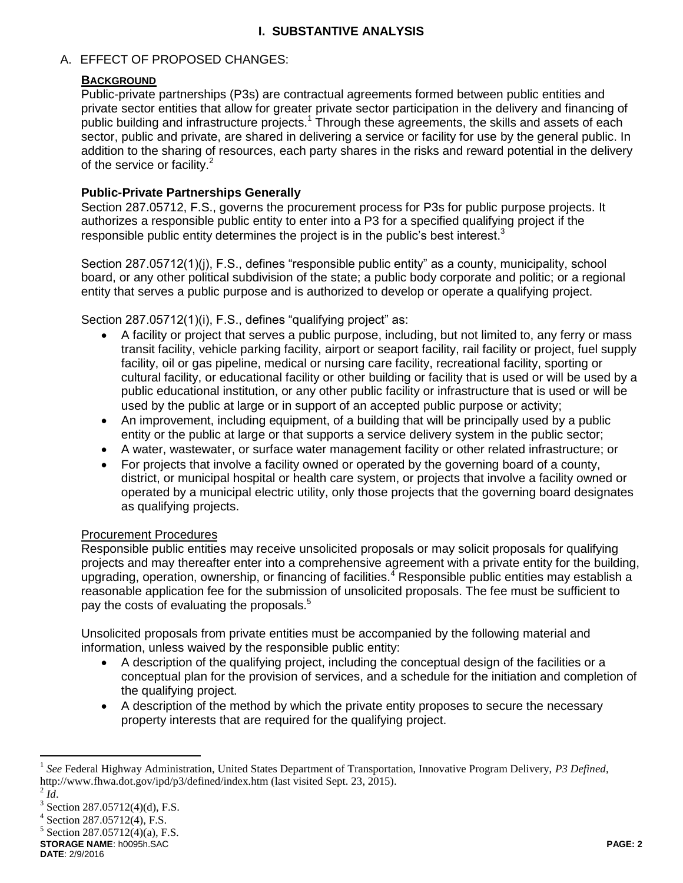# I. SUBSTANTIVE ANALYSIS

## A. EFFECT OF PROPOSED CHANGES:

### BACKGROUND

Public-private partnerships (P3s) are contractual agreements formed between public entities and private sector entities that allow for greater private sector participation in the delivery and financing of public building and infrastructure projects.[1] Through these agreements, the skills and assets of each sector, public and private, are shared in delivering a service or facility for use by the general public. In addition to the sharing of resources, each party shares in the risks and reward potential in the delivery of the service or facility.[2]

### Public-Private Partnerships Generally

Section 287.05712, F.S., governs the procurement process for P3s for public purpose projects. It authorizes a responsible public entity to enter into a P3 for a specified qualifying project if the responsible public entity determines the project is in the public's best interest.[3]

Section 287.05712(1)(j), F.S., defines "responsible public entity" as a county, municipality, school board, or any other political subdivision of the state; a public body corporate and politic; or a regional entity that serves a public purpose and is authorized to develop or operate a qualifying project.

Section 287.05712(1)(i), F.S., defines "qualifying project" as:

- A facility or project that serves a public purpose, including, but not limited to, any ferry or mass transit facility, vehicle parking facility, airport or seaport facility, rail facility or project, fuel supply facility, oil or gas pipeline, medical or nursing care facility, recreational facility, sporting or cultural facility, or educational facility or other building or facility that is used or will be used by a public educational institution, or any other public facility or infrastructure that is used or will be used by the public at large or in support of an accepted public purpose or activity;
- An improvement, including equipment, of a building that will be principally used by a public entity or the public at large or that supports a service delivery system in the public sector;
- A water, wastewater, or surface water management facility or other related infrastructure; or
- For projects that involve a facility owned or operated by the governing board of a county, district, or municipal hospital or health care system, or projects that involve a facility owned or operated by a municipal electric utility, only those projects that the governing board designates as qualifying projects.

#### Procurement Procedures

Responsible public entities may receive unsolicited proposals or may solicit proposals for qualifying projects and may thereafter enter into a comprehensive agreement with a private entity for the building, upgrading, operation, ownership, or financing of facilities.[4] Responsible public entities may establish a reasonable application fee for the submission of unsolicited proposals. The fee must be sufficient to pay the costs of evaluating the proposals.[5]

Unsolicited proposals from private entities must be accompanied by the following material and information, unless waived by the responsible public entity:

- A description of the qualifying project, including the conceptual design of the facilities or a conceptual plan for the provision of services, and a schedule for the initiation and completion of the qualifying project.
- A description of the method by which the private entity proposes to secure the necessary property interests that are required for the qualifying project.

---

[1] *See* Federal Highway Administration, United States Department of Transportation, Innovative Program Delivery, *P3 Defined*, http://www.fhwa.dot.gov/ipd/p3/defined/index.htm (last visited Sept. 23, 2015).

[2] *Id*.

[3] Section 287.05712(4)(d), F.S.

[4] Section 287.05712(4), F.S.

[5] Section 287.05712(4)(a), F.S.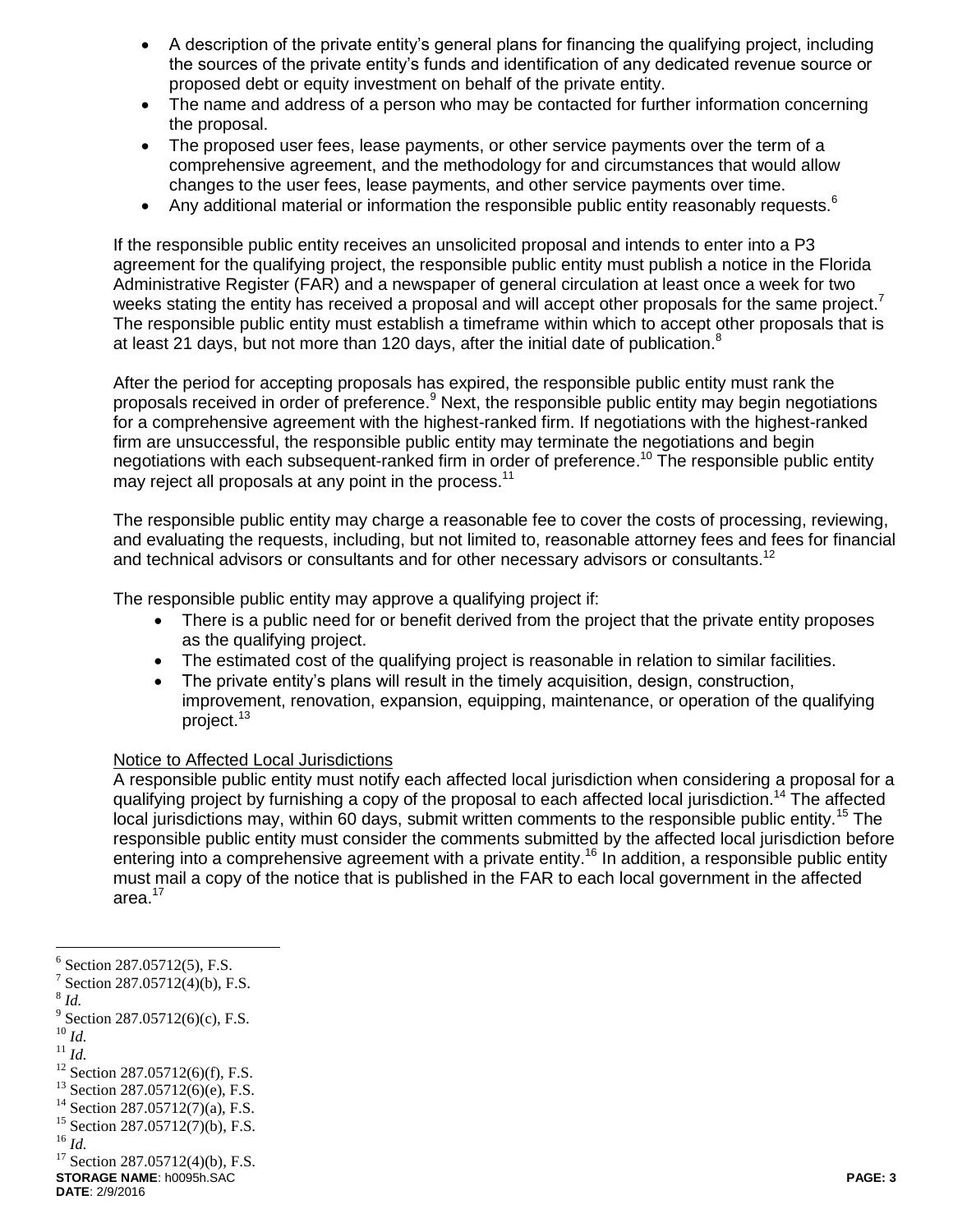- A description of the private entity's general plans for financing the qualifying project, including the sources of the private entity's funds and identification of any dedicated revenue source or proposed debt or equity investment on behalf of the private entity.
- The name and address of a person who may be contacted for further information concerning the proposal.
- The proposed user fees, lease payments, or other service payments over the term of a comprehensive agreement, and the methodology for and circumstances that would allow changes to the user fees, lease payments, and other service payments over time.
- Any additional material or information the responsible public entity reasonably requests.[6]

If the responsible public entity receives an unsolicited proposal and intends to enter into a P3 agreement for the qualifying project, the responsible public entity must publish a notice in the Florida Administrative Register (FAR) and a newspaper of general circulation at least once a week for two weeks stating the entity has received a proposal and will accept other proposals for the same project.[7] The responsible public entity must establish a timeframe within which to accept other proposals that is at least 21 days, but not more than 120 days, after the initial date of publication.[8]

After the period for accepting proposals has expired, the responsible public entity must rank the proposals received in order of preference.[9] Next, the responsible public entity may begin negotiations for a comprehensive agreement with the highest-ranked firm. If negotiations with the highest-ranked firm are unsuccessful, the responsible public entity may terminate the negotiations and begin negotiations with each subsequent-ranked firm in order of preference.[10] The responsible public entity may reject all proposals at any point in the process.[11]

The responsible public entity may charge a reasonable fee to cover the costs of processing, reviewing, and evaluating the requests, including, but not limited to, reasonable attorney fees and fees for financial and technical advisors or consultants and for other necessary advisors or consultants.[12]

The responsible public entity may approve a qualifying project if:

- There is a public need for or benefit derived from the project that the private entity proposes as the qualifying project.
- The estimated cost of the qualifying project is reasonable in relation to similar facilities.
- The private entity's plans will result in the timely acquisition, design, construction, improvement, renovation, expansion, equipping, maintenance, or operation of the qualifying project.[13]

Notice to Affected Local Jurisdictions

A responsible public entity must notify each affected local jurisdiction when considering a proposal for a qualifying project by furnishing a copy of the proposal to each affected local jurisdiction.[14] The affected local jurisdictions may, within 60 days, submit written comments to the responsible public entity.[15] The responsible public entity must consider the comments submitted by the affected local jurisdiction before entering into a comprehensive agreement with a private entity.[16] In addition, a responsible public entity must mail a copy of the notice that is published in the FAR to each local government in the affected area.[17]

---

[6] Section 287.05712(5), F.S.
[7] Section 287.05712(4)(b), F.S.
[8] *Id.*
[9] Section 287.05712(6)(c), F.S.
[10] *Id.*
[11] *Id.*
[12] Section 287.05712(6)(f), F.S.
[13] Section 287.05712(6)(e), F.S.
[14] Section 287.05712(7)(a), F.S.
[15] Section 287.05712(7)(b), F.S.
[16] *Id.*
[17] Section 287.05712(4)(b), F.S.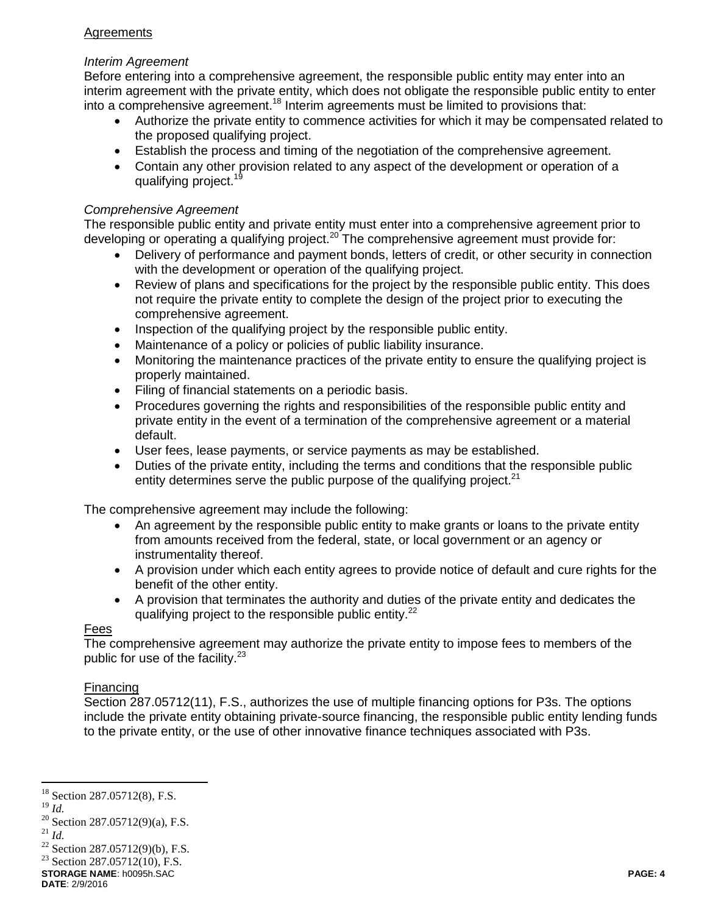Agreements

*Interim Agreement*

Before entering into a comprehensive agreement, the responsible public entity may enter into an interim agreement with the private entity, which does not obligate the responsible public entity to enter into a comprehensive agreement.[18] Interim agreements must be limited to provisions that:

- Authorize the private entity to commence activities for which it may be compensated related to the proposed qualifying project.
- Establish the process and timing of the negotiation of the comprehensive agreement.
- Contain any other provision related to any aspect of the development or operation of a qualifying project.[19]

*Comprehensive Agreement*

The responsible public entity and private entity must enter into a comprehensive agreement prior to developing or operating a qualifying project.[20] The comprehensive agreement must provide for:

- Delivery of performance and payment bonds, letters of credit, or other security in connection with the development or operation of the qualifying project.
- Review of plans and specifications for the project by the responsible public entity. This does not require the private entity to complete the design of the project prior to executing the comprehensive agreement.
- Inspection of the qualifying project by the responsible public entity.
- Maintenance of a policy or policies of public liability insurance.
- Monitoring the maintenance practices of the private entity to ensure the qualifying project is properly maintained.
- Filing of financial statements on a periodic basis.
- Procedures governing the rights and responsibilities of the responsible public entity and private entity in the event of a termination of the comprehensive agreement or a material default.
- User fees, lease payments, or service payments as may be established.
- Duties of the private entity, including the terms and conditions that the responsible public entity determines serve the public purpose of the qualifying project.[21]

The comprehensive agreement may include the following:

- An agreement by the responsible public entity to make grants or loans to the private entity from amounts received from the federal, state, or local government or an agency or instrumentality thereof.
- A provision under which each entity agrees to provide notice of default and cure rights for the benefit of the other entity.
- A provision that terminates the authority and duties of the private entity and dedicates the qualifying project to the responsible public entity.[22]

Fees

The comprehensive agreement may authorize the private entity to impose fees to members of the public for use of the facility.[23]

Financing

Section 287.05712(11), F.S., authorizes the use of multiple financing options for P3s. The options include the private entity obtaining private-source financing, the responsible public entity lending funds to the private entity, or the use of other innovative finance techniques associated with P3s.

---

[18] Section 287.05712(8), F.S.

[19] *Id.*

[20] Section 287.05712(9)(a), F.S.

[21] *Id.*

[22] Section 287.05712(9)(b), F.S.

[23] Section 287.05712(10), F.S.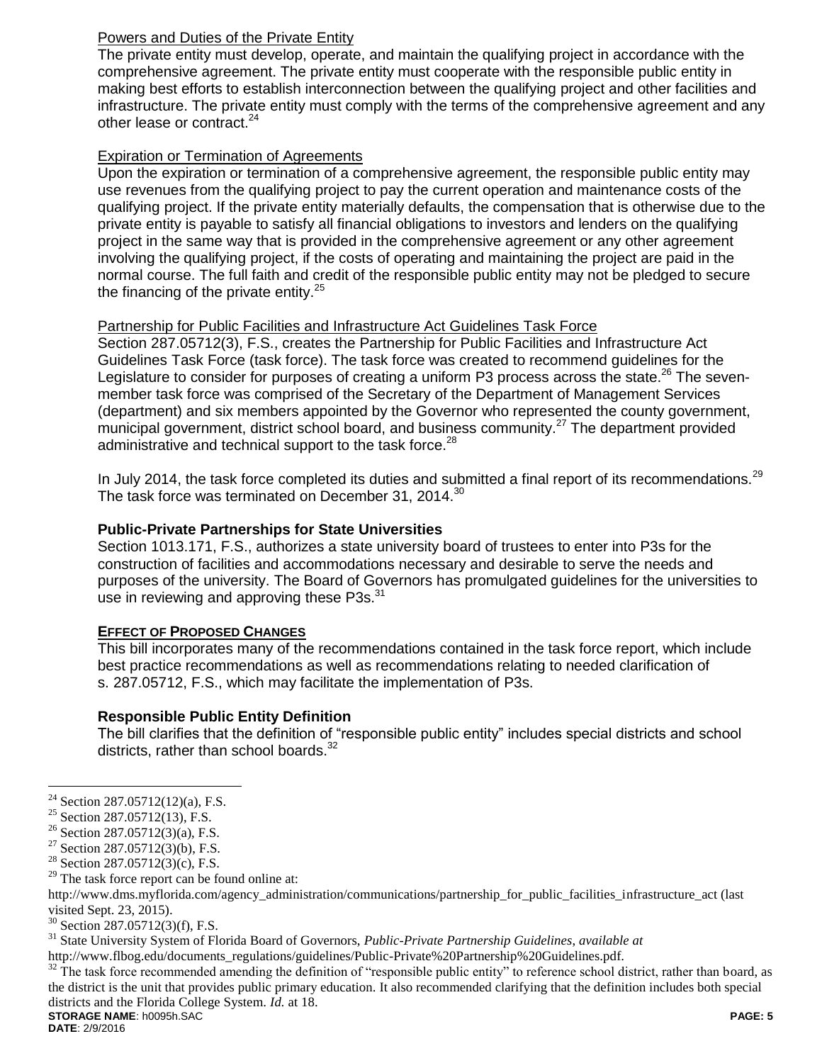Powers and Duties of the Private Entity

The private entity must develop, operate, and maintain the qualifying project in accordance with the comprehensive agreement. The private entity must cooperate with the responsible public entity in making best efforts to establish interconnection between the qualifying project and other facilities and infrastructure. The private entity must comply with the terms of the comprehensive agreement and any other lease or contract.[24]

Expiration or Termination of Agreements

Upon the expiration or termination of a comprehensive agreement, the responsible public entity may use revenues from the qualifying project to pay the current operation and maintenance costs of the qualifying project. If the private entity materially defaults, the compensation that is otherwise due to the private entity is payable to satisfy all financial obligations to investors and lenders on the qualifying project in the same way that is provided in the comprehensive agreement or any other agreement involving the qualifying project, if the costs of operating and maintaining the project are paid in the normal course. The full faith and credit of the responsible public entity may not be pledged to secure the financing of the private entity.[25]

Partnership for Public Facilities and Infrastructure Act Guidelines Task Force

Section 287.05712(3), F.S., creates the Partnership for Public Facilities and Infrastructure Act Guidelines Task Force (task force). The task force was created to recommend guidelines for the Legislature to consider for purposes of creating a uniform P3 process across the state.[26] The seven-member task force was comprised of the Secretary of the Department of Management Services (department) and six members appointed by the Governor who represented the county government, municipal government, district school board, and business community.[27] The department provided administrative and technical support to the task force.[28]

In July 2014, the task force completed its duties and submitted a final report of its recommendations.[29] The task force was terminated on December 31, 2014.[30]

**Public-Private Partnerships for State Universities**

Section 1013.171, F.S., authorizes a state university board of trustees to enter into P3s for the construction of facilities and accommodations necessary and desirable to serve the needs and purposes of the university. The Board of Governors has promulgated guidelines for the universities to use in reviewing and approving these P3s.[31]

**EFFECT OF PROPOSED CHANGES**

This bill incorporates many of the recommendations contained in the task force report, which include best practice recommendations as well as recommendations relating to needed clarification of s. 287.05712, F.S., which may facilitate the implementation of P3s.

**Responsible Public Entity Definition**

The bill clarifies that the definition of "responsible public entity" includes special districts and school districts, rather than school boards.[32]

---

[24] Section 287.05712(12)(a), F.S.

[25] Section 287.05712(13), F.S.

[26] Section 287.05712(3)(a), F.S.

[27] Section 287.05712(3)(b), F.S.

[28] Section 287.05712(3)(c), F.S.

[29] The task force report can be found online at: http://www.dms.myflorida.com/agency_administration/communications/partnership_for_public_facilities_infrastructure_act (last visited Sept. 23, 2015).

[30] Section 287.05712(3)(f), F.S.

[31] State University System of Florida Board of Governors, *Public-Private Partnership Guidelines*, *available at* http://www.flbog.edu/documents_regulations/guidelines/Public-Private%20Partnership%20Guidelines.pdf.

[32] The task force recommended amending the definition of "responsible public entity" to reference school district, rather than board, as the district is the unit that provides public primary education. It also recommended clarifying that the definition includes both special districts and the Florida College System. *Id.* at 18.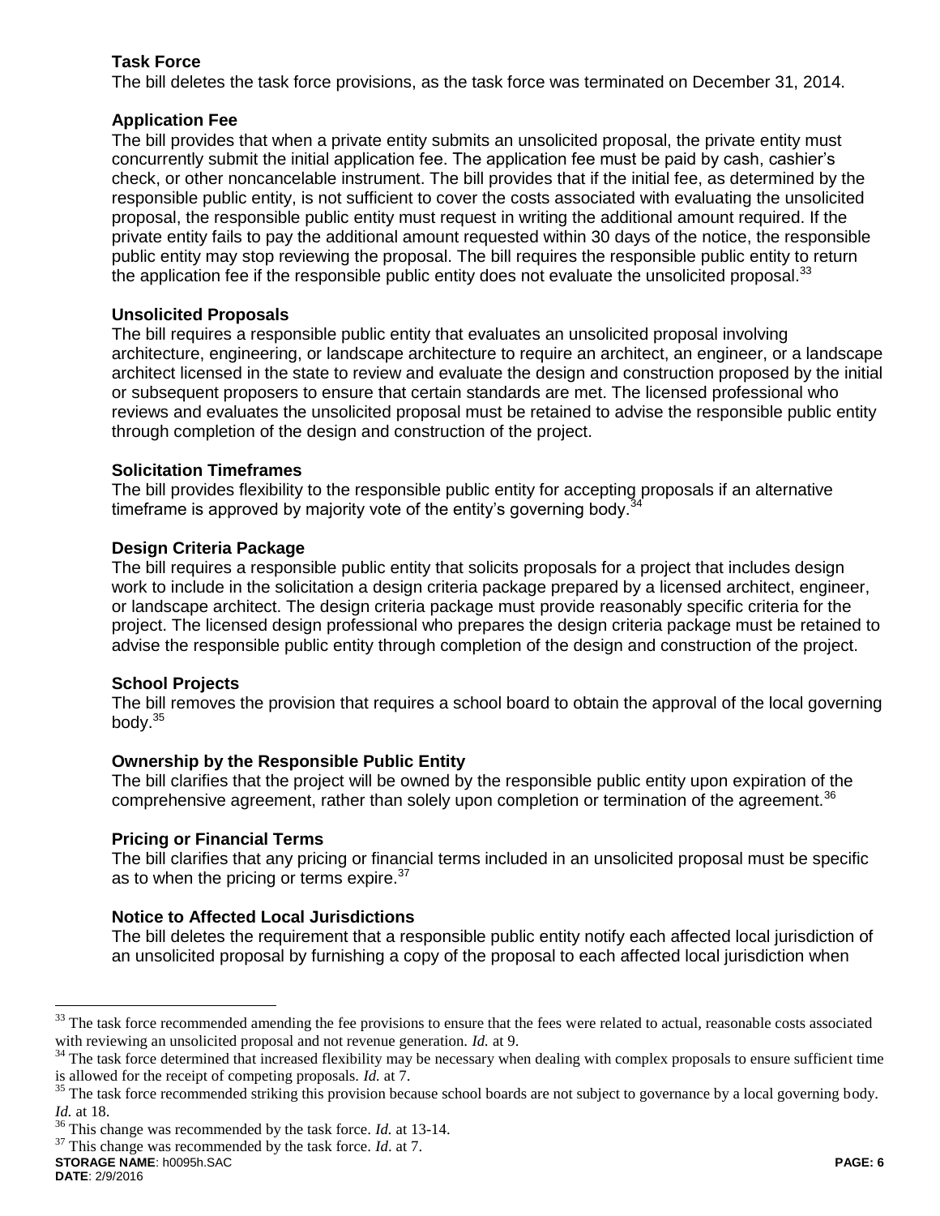**Task Force**

The bill deletes the task force provisions, as the task force was terminated on December 31, 2014.

**Application Fee**

The bill provides that when a private entity submits an unsolicited proposal, the private entity must concurrently submit the initial application fee. The application fee must be paid by cash, cashier's check, or other noncancelable instrument. The bill provides that if the initial fee, as determined by the responsible public entity, is not sufficient to cover the costs associated with evaluating the unsolicited proposal, the responsible public entity must request in writing the additional amount required. If the private entity fails to pay the additional amount requested within 30 days of the notice, the responsible public entity may stop reviewing the proposal. The bill requires the responsible public entity to return the application fee if the responsible public entity does not evaluate the unsolicited proposal.[33]

**Unsolicited Proposals**

The bill requires a responsible public entity that evaluates an unsolicited proposal involving architecture, engineering, or landscape architecture to require an architect, an engineer, or a landscape architect licensed in the state to review and evaluate the design and construction proposed by the initial or subsequent proposers to ensure that certain standards are met. The licensed professional who reviews and evaluates the unsolicited proposal must be retained to advise the responsible public entity through completion of the design and construction of the project.

**Solicitation Timeframes**

The bill provides flexibility to the responsible public entity for accepting proposals if an alternative timeframe is approved by majority vote of the entity's governing body.[34]

**Design Criteria Package**

The bill requires a responsible public entity that solicits proposals for a project that includes design work to include in the solicitation a design criteria package prepared by a licensed architect, engineer, or landscape architect. The design criteria package must provide reasonably specific criteria for the project. The licensed design professional who prepares the design criteria package must be retained to advise the responsible public entity through completion of the design and construction of the project.

**School Projects**

The bill removes the provision that requires a school board to obtain the approval of the local governing body.[35]

**Ownership by the Responsible Public Entity**

The bill clarifies that the project will be owned by the responsible public entity upon expiration of the comprehensive agreement, rather than solely upon completion or termination of the agreement.[36]

**Pricing or Financial Terms**

The bill clarifies that any pricing or financial terms included in an unsolicited proposal must be specific as to when the pricing or terms expire.[37]

**Notice to Affected Local Jurisdictions**

The bill deletes the requirement that a responsible public entity notify each affected local jurisdiction of an unsolicited proposal by furnishing a copy of the proposal to each affected local jurisdiction when

---

[33] The task force recommended amending the fee provisions to ensure that the fees were related to actual, reasonable costs associated with reviewing an unsolicited proposal and not revenue generation. *Id.* at 9.

[34] The task force determined that increased flexibility may be necessary when dealing with complex proposals to ensure sufficient time is allowed for the receipt of competing proposals. *Id.* at 7.

[35] The task force recommended striking this provision because school boards are not subject to governance by a local governing body. *Id.* at 18.

[36] This change was recommended by the task force. *Id.* at 13-14.

[37] This change was recommended by the task force. *Id.* at 7.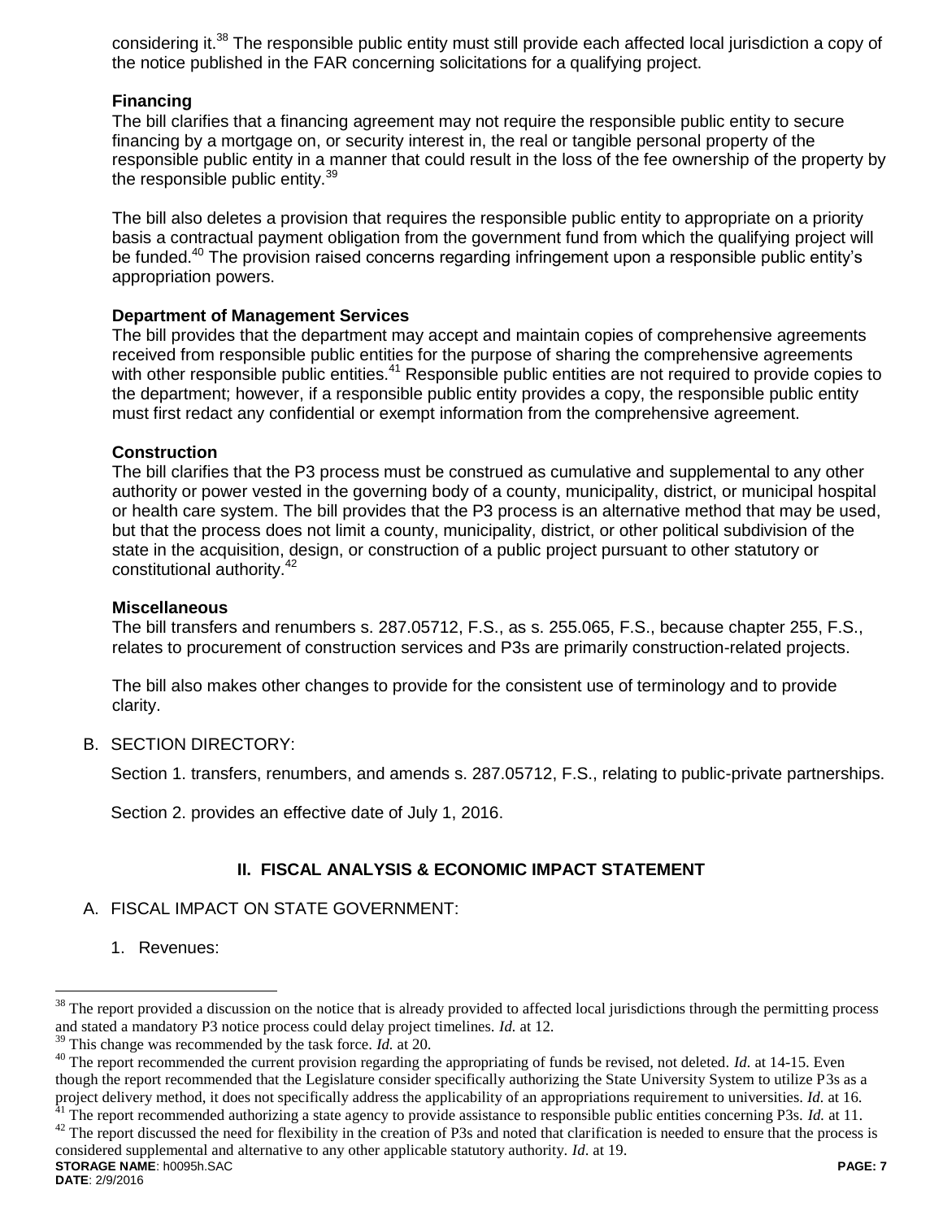considering it.[38] The responsible public entity must still provide each affected local jurisdiction a copy of the notice published in the FAR concerning solicitations for a qualifying project.

**Financing**

The bill clarifies that a financing agreement may not require the responsible public entity to secure financing by a mortgage on, or security interest in, the real or tangible personal property of the responsible public entity in a manner that could result in the loss of the fee ownership of the property by the responsible public entity.[39]

The bill also deletes a provision that requires the responsible public entity to appropriate on a priority basis a contractual payment obligation from the government fund from which the qualifying project will be funded.[40] The provision raised concerns regarding infringement upon a responsible public entity's appropriation powers.

**Department of Management Services**

The bill provides that the department may accept and maintain copies of comprehensive agreements received from responsible public entities for the purpose of sharing the comprehensive agreements with other responsible public entities.[41] Responsible public entities are not required to provide copies to the department; however, if a responsible public entity provides a copy, the responsible public entity must first redact any confidential or exempt information from the comprehensive agreement.

**Construction**

The bill clarifies that the P3 process must be construed as cumulative and supplemental to any other authority or power vested in the governing body of a county, municipality, district, or municipal hospital or health care system. The bill provides that the P3 process is an alternative method that may be used, but that the process does not limit a county, municipality, district, or other political subdivision of the state in the acquisition, design, or construction of a public project pursuant to other statutory or constitutional authority.[42]

**Miscellaneous**

The bill transfers and renumbers s. 287.05712, F.S., as s. 255.065, F.S., because chapter 255, F.S., relates to procurement of construction services and P3s are primarily construction-related projects.

The bill also makes other changes to provide for the consistent use of terminology and to provide clarity.

B. SECTION DIRECTORY:

Section 1. transfers, renumbers, and amends s. 287.05712, F.S., relating to public-private partnerships.

Section 2. provides an effective date of July 1, 2016.

## II. FISCAL ANALYSIS & ECONOMIC IMPACT STATEMENT

A. FISCAL IMPACT ON STATE GOVERNMENT:

1. Revenues:

---

[38] The report provided a discussion on the notice that is already provided to affected local jurisdictions through the permitting process and stated a mandatory P3 notice process could delay project timelines. *Id.* at 12.

[39] This change was recommended by the task force. *Id.* at 20.

[40] The report recommended the current provision regarding the appropriating of funds be revised, not deleted. *Id.* at 14-15. Even though the report recommended that the Legislature consider specifically authorizing the State University System to utilize P3s as a project delivery method, it does not specifically address the applicability of an appropriations requirement to universities. *Id.* at 16.

[41] The report recommended authorizing a state agency to provide assistance to responsible public entities concerning P3s. *Id.* at 11.

[42] The report discussed the need for flexibility in the creation of P3s and noted that clarification is needed to ensure that the process is considered supplemental and alternative to any other applicable statutory authority. *Id.* at 19.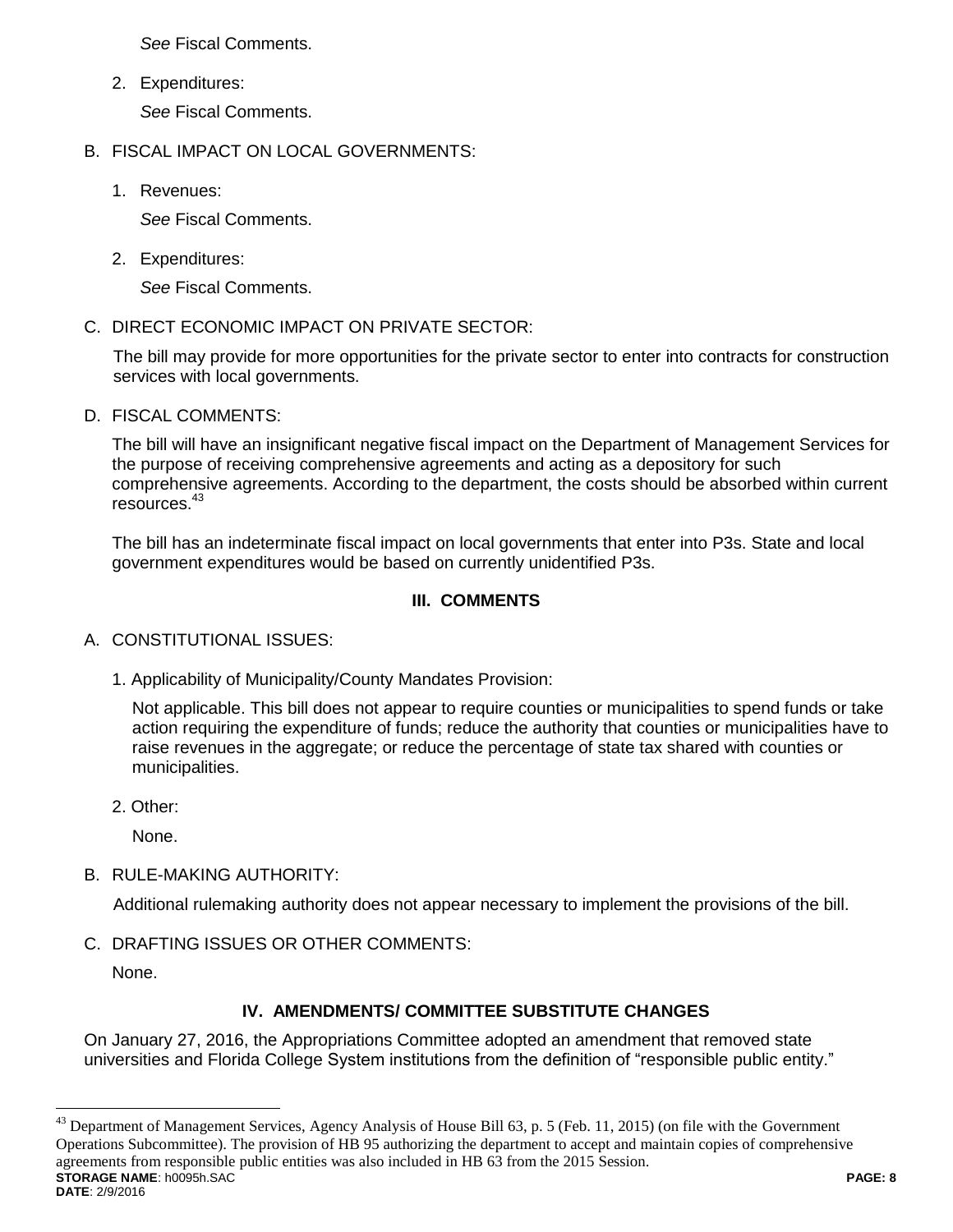*See* Fiscal Comments.

2. Expenditures:

   *See* Fiscal Comments.

B. FISCAL IMPACT ON LOCAL GOVERNMENTS:

1. Revenues:

   *See* Fiscal Comments.

2. Expenditures:

   *See* Fiscal Comments.

C. DIRECT ECONOMIC IMPACT ON PRIVATE SECTOR:

The bill may provide for more opportunities for the private sector to enter into contracts for construction services with local governments.

D. FISCAL COMMENTS:

The bill will have an insignificant negative fiscal impact on the Department of Management Services for the purpose of receiving comprehensive agreements and acting as a depository for such comprehensive agreements. According to the department, the costs should be absorbed within current resources.[43]

The bill has an indeterminate fiscal impact on local governments that enter into P3s. State and local government expenditures would be based on currently unidentified P3s.

## III. COMMENTS

A. CONSTITUTIONAL ISSUES:

1. Applicability of Municipality/County Mandates Provision:

   Not applicable. This bill does not appear to require counties or municipalities to spend funds or take action requiring the expenditure of funds; reduce the authority that counties or municipalities have to raise revenues in the aggregate; or reduce the percentage of state tax shared with counties or municipalities.

2. Other:

   None.

B. RULE-MAKING AUTHORITY:

Additional rulemaking authority does not appear necessary to implement the provisions of the bill.

C. DRAFTING ISSUES OR OTHER COMMENTS:

None.

## IV. AMENDMENTS/ COMMITTEE SUBSTITUTE CHANGES

On January 27, 2016, the Appropriations Committee adopted an amendment that removed state universities and Florida College System institutions from the definition of "responsible public entity."

---

[43] Department of Management Services, Agency Analysis of House Bill 63, p. 5 (Feb. 11, 2015) (on file with the Government Operations Subcommittee). The provision of HB 95 authorizing the department to accept and maintain copies of comprehensive agreements from responsible public entities was also included in HB 63 from the 2015 Session.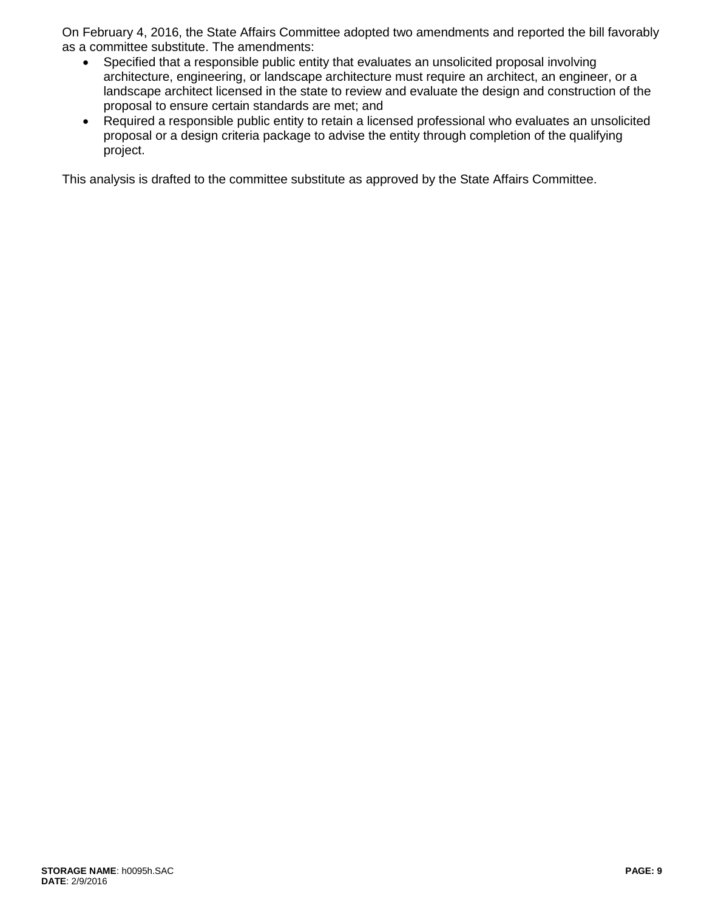On February 4, 2016, the State Affairs Committee adopted two amendments and reported the bill favorably as a committee substitute. The amendments:

- Specified that a responsible public entity that evaluates an unsolicited proposal involving architecture, engineering, or landscape architecture must require an architect, an engineer, or a landscape architect licensed in the state to review and evaluate the design and construction of the proposal to ensure certain standards are met; and
- Required a responsible public entity to retain a licensed professional who evaluates an unsolicited proposal or a design criteria package to advise the entity through completion of the qualifying project.

This analysis is drafted to the committee substitute as approved by the State Affairs Committee.